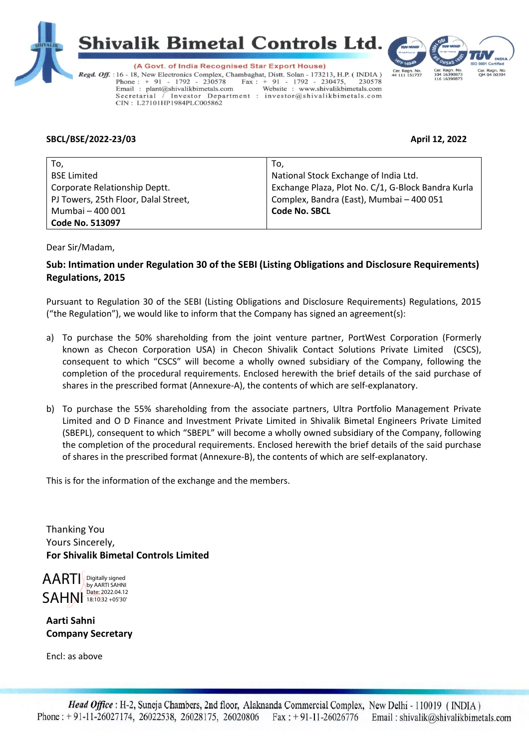# Shivalik Bimetal Controls Ltd.

(A Govt. of India Recognised Star Export House)

*Regd. Off.* : 16 - 18, New Electronics Complex, Chambaghat, Distt. Solan - 173213, H.P. ( INDIA )
Phone : + 91 - 1792 - 230578 Fax : + 91 - 1792 - 230475, 230578
Email : plant@shivalikbimetals.com Website : www.shivalikbimetals.com
Secretarial / Investor Department : investor@shivalikbimetals.com
CIN : L27101HP1984PLC005862

**SBCL/BSE/2022-23/03** **April 12, 2022**

| To, | To, |
|---|---|
| BSE Limited<br>Corporate Relationship Deptt.<br>PJ Towers, 25th Floor, Dalal Street,<br>Mumbai – 400 001<br>**Code No. 513097** | National Stock Exchange of India Ltd.<br>Exchange Plaza, Plot No. C/1, G-Block Bandra Kurla Complex, Bandra (East), Mumbai – 400 051<br>**Code No. SBCL** |

Dear Sir/Madam,

**Sub: Intimation under Regulation 30 of the SEBI (Listing Obligations and Disclosure Requirements) Regulations, 2015**

Pursuant to Regulation 30 of the SEBI (Listing Obligations and Disclosure Requirements) Regulations, 2015 (“the Regulation”), we would like to inform that the Company has signed an agreement(s):

a) To purchase the 50% shareholding from the joint venture partner, PortWest Corporation (Formerly known as Checon Corporation USA) in Checon Shivalik Contact Solutions Private Limited (CSCS), consequent to which “CSCS” will become a wholly owned subsidiary of the Company, following the completion of the procedural requirements. Enclosed herewith the brief details of the said purchase of shares in the prescribed format (Annexure-A), the contents of which are self-explanatory.

b) To purchase the 55% shareholding from the associate partners, Ultra Portfolio Management Private Limited and O D Finance and Investment Private Limited in Shivalik Bimetal Engineers Private Limited (SBEPL), consequent to which “SBEPL” will become a wholly owned subsidiary of the Company, following the completion of the procedural requirements. Enclosed herewith the brief details of the said purchase of shares in the prescribed format (Annexure-B), the contents of which are self-explanatory.

This is for the information of the exchange and the members.

Thanking You
Yours Sincerely,
**For Shivalik Bimetal Controls Limited**

AARTI SAHNI
Digitally signed by AARTI SAHNI
Date: 2022.04.12 18:10:32 +05'30'

**Aarti Sahni**
**Company Secretary**

Encl: as above

*Head Office* : H-2, Suneja Chambers, 2nd floor, Alaknanda Commercial Complex, New Delhi - 110019 ( INDIA )
Phone : + 91-11-26027174, 26022538, 26028175, 26020806 Fax : + 91-11-26026776 Email : shivalik@shivalikbimetals.com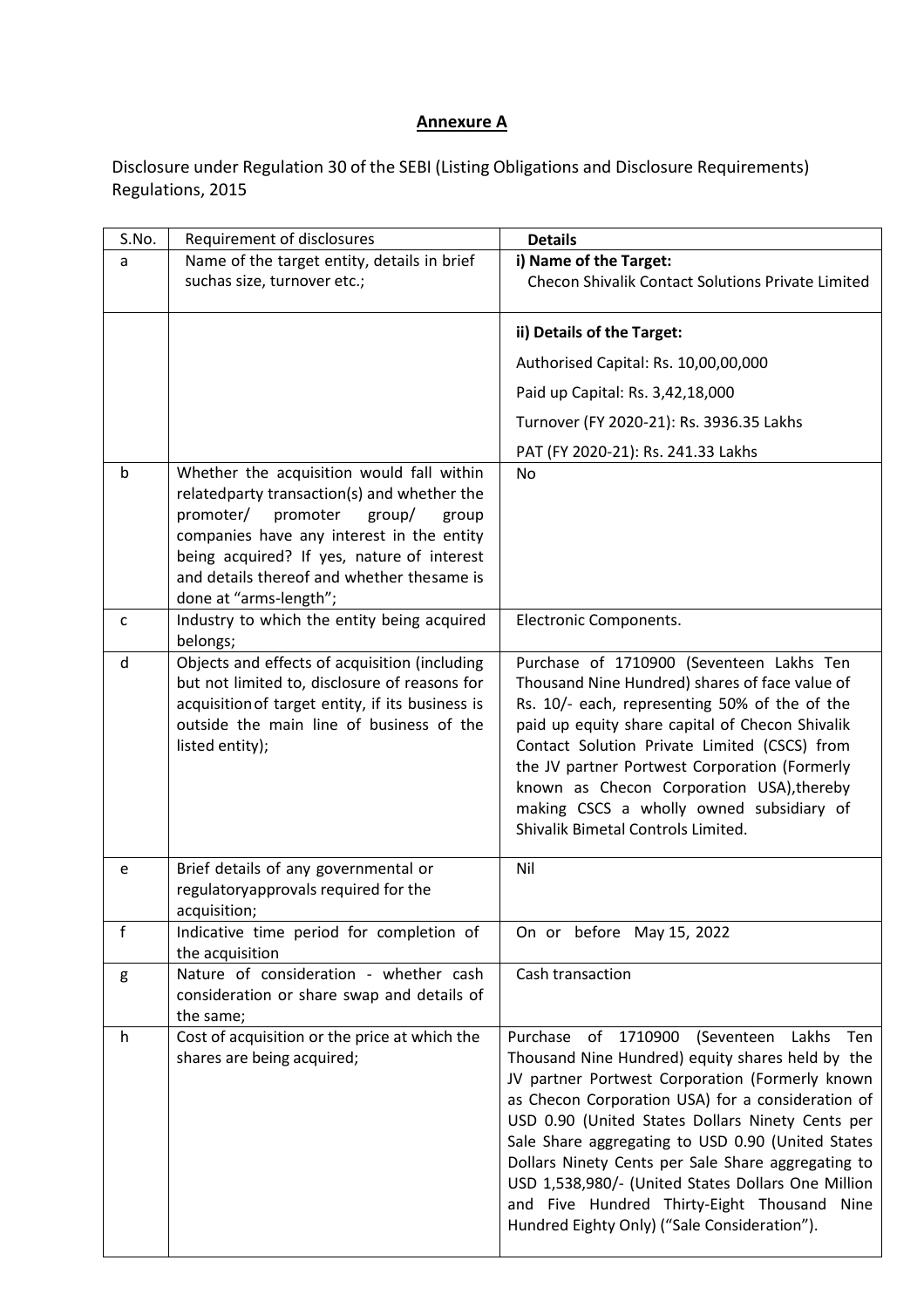## Annexure A

Disclosure under Regulation 30 of the SEBI (Listing Obligations and Disclosure Requirements) Regulations, 2015

| S.No. | Requirement of disclosures | Details |
|---|---|---|
| a | Name of the target entity, details in brief suchas size, turnover etc.; | **i) Name of the Target:** Checon Shivalik Contact Solutions Private Limited |
| | | **ii) Details of the Target:**<br>Authorised Capital: Rs. 10,00,00,000<br>Paid up Capital: Rs. 3,42,18,000<br>Turnover (FY 2020-21): Rs. 3936.35 Lakhs<br>PAT (FY 2020-21): Rs. 241.33 Lakhs |
| b | Whether the acquisition would fall within relatedparty transaction(s) and whether the promoter/ promoter group/ group companies have any interest in the entity being acquired? If yes, nature of interest and details thereof and whether thesame is done at "arms-length"; | No |
| c | Industry to which the entity being acquired belongs; | Electronic Components. |
| d | Objects and effects of acquisition (including but not limited to, disclosure of reasons for acquisitionof target entity, if its business is outside the main line of business of the listed entity); | Purchase of 1710900 (Seventeen Lakhs Ten Thousand Nine Hundred) shares of face value of Rs. 10/- each, representing 50% of the of the paid up equity share capital of Checon Shivalik Contact Solution Private Limited (CSCS) from the JV partner Portwest Corporation (Formerly known as Checon Corporation USA),thereby making CSCS a wholly owned subsidiary of Shivalik Bimetal Controls Limited. |
| e | Brief details of any governmental or regulatoryapprovals required for the acquisition; | Nil |
| f | Indicative time period for completion of the acquisition | On or before May 15, 2022 |
| g | Nature of consideration - whether cash consideration or share swap and details of the same; | Cash transaction |
| h | Cost of acquisition or the price at which the shares are being acquired; | Purchase of 1710900 (Seventeen Lakhs Ten Thousand Nine Hundred) equity shares held by the JV partner Portwest Corporation (Formerly known as Checon Corporation USA) for a consideration of USD 0.90 (United States Dollars Ninety Cents per Sale Share aggregating to USD 0.90 (United States Dollars Ninety Cents per Sale Share aggregating to USD 1,538,980/- (United States Dollars One Million and Five Hundred Thirty-Eight Thousand Nine Hundred Eighty Only) ("Sale Consideration"). |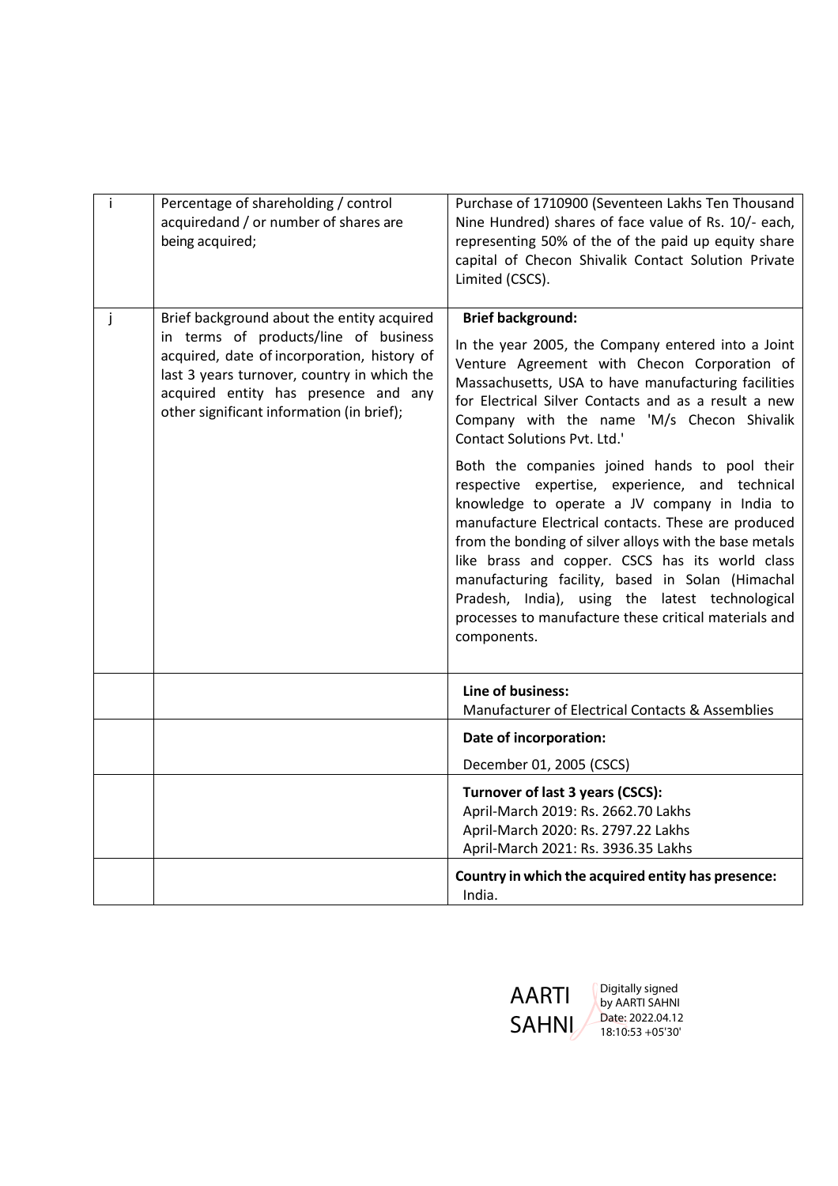| | | |
|---|---|---|
| i | Percentage of shareholding / control acquiredand / or number of shares are being acquired; | Purchase of 1710900 (Seventeen Lakhs Ten Thousand Nine Hundred) shares of face value of Rs. 10/- each, representing 50% of the of the paid up equity share capital of Checon Shivalik Contact Solution Private Limited (CSCS). |
| j | Brief background about the entity acquired in terms of products/line of business acquired, date of incorporation, history of last 3 years turnover, country in which the acquired entity has presence and any other significant information (in brief); | **Brief background:**<br><br>In the year 2005, the Company entered into a Joint Venture Agreement with Checon Corporation of Massachusetts, USA to have manufacturing facilities for Electrical Silver Contacts and as a result a new Company with the name 'M/s Checon Shivalik Contact Solutions Pvt. Ltd.'<br><br>Both the companies joined hands to pool their respective expertise, experience, and technical knowledge to operate a JV company in India to manufacture Electrical contacts. These are produced from the bonding of silver alloys with the base metals like brass and copper. CSCS has its world class manufacturing facility, based in Solan (Himachal Pradesh, India), using the latest technological processes to manufacture these critical materials and components. |
| | | **Line of business:**<br>Manufacturer of Electrical Contacts & Assemblies |
| | | **Date of incorporation:**<br><br>December 01, 2005 (CSCS) |
| | | **Turnover of last 3 years (CSCS):**<br>April-March 2019: Rs. 2662.70 Lakhs<br>April-March 2020: Rs. 2797.22 Lakhs<br>April-March 2021: Rs. 3936.35 Lakhs |
| | | **Country in which the acquired entity has presence:**<br>India. |

AARTI SAHNI Digitally signed by AARTI SAHNI Date: 2022.04.12 18:10:53 +05'30'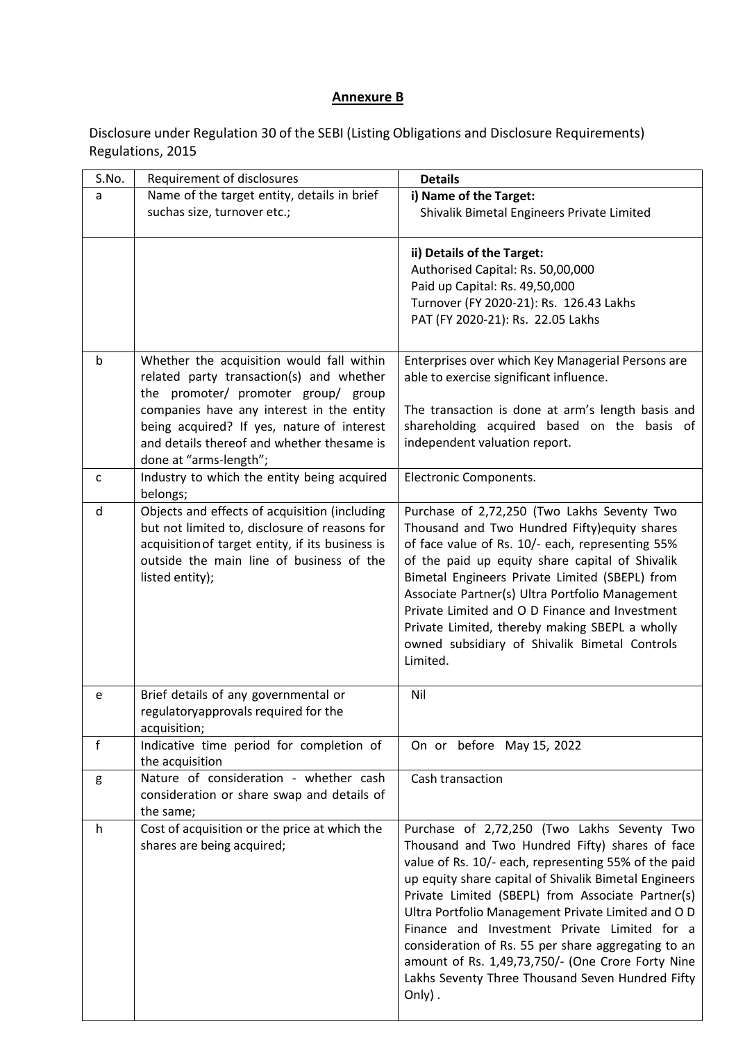## Annexure B

Disclosure under Regulation 30 of the SEBI (Listing Obligations and Disclosure Requirements) Regulations, 2015

| S.No. | Requirement of disclosures | Details |
|---|---|---|
| a | Name of the target entity, details in brief suchas size, turnover etc.; | **i) Name of the Target:** Shivalik Bimetal Engineers Private Limited |
| | | **ii) Details of the Target:** Authorised Capital: Rs. 50,00,000 Paid up Capital: Rs. 49,50,000 Turnover (FY 2020-21): Rs. 126.43 Lakhs PAT (FY 2020-21): Rs. 22.05 Lakhs |
| b | Whether the acquisition would fall within related party transaction(s) and whether the promoter/ promoter group/ group companies have any interest in the entity being acquired? If yes, nature of interest and details thereof and whether thesame is done at "arms-length"; | Enterprises over which Key Managerial Persons are able to exercise significant influence.<br><br>The transaction is done at arm's length basis and shareholding acquired based on the basis of independent valuation report. |
| c | Industry to which the entity being acquired belongs; | Electronic Components. |
| d | Objects and effects of acquisition (including but not limited to, disclosure of reasons for acquisitionof target entity, if its business is outside the main line of business of the listed entity); | Purchase of 2,72,250 (Two Lakhs Seventy Two Thousand and Two Hundred Fifty)equity shares of face value of Rs. 10/- each, representing 55% of the paid up equity share capital of Shivalik Bimetal Engineers Private Limited (SBEPL) from Associate Partner(s) Ultra Portfolio Management Private Limited and O D Finance and Investment Private Limited, thereby making SBEPL a wholly owned subsidiary of Shivalik Bimetal Controls Limited. |
| e | Brief details of any governmental or regulatoryapprovals required for the acquisition; | Nil |
| f | Indicative time period for completion of the acquisition | On or before May 15, 2022 |
| g | Nature of consideration - whether cash consideration or share swap and details of the same; | Cash transaction |
| h | Cost of acquisition or the price at which the shares are being acquired; | Purchase of 2,72,250 (Two Lakhs Seventy Two Thousand and Two Hundred Fifty) shares of face value of Rs. 10/- each, representing 55% of the paid up equity share capital of Shivalik Bimetal Engineers Private Limited (SBEPL) from Associate Partner(s) Ultra Portfolio Management Private Limited and O D Finance and Investment Private Limited for a consideration of Rs. 55 per share aggregating to an amount of Rs. 1,49,73,750/- (One Crore Forty Nine Lakhs Seventy Three Thousand Seven Hundred Fifty Only) . |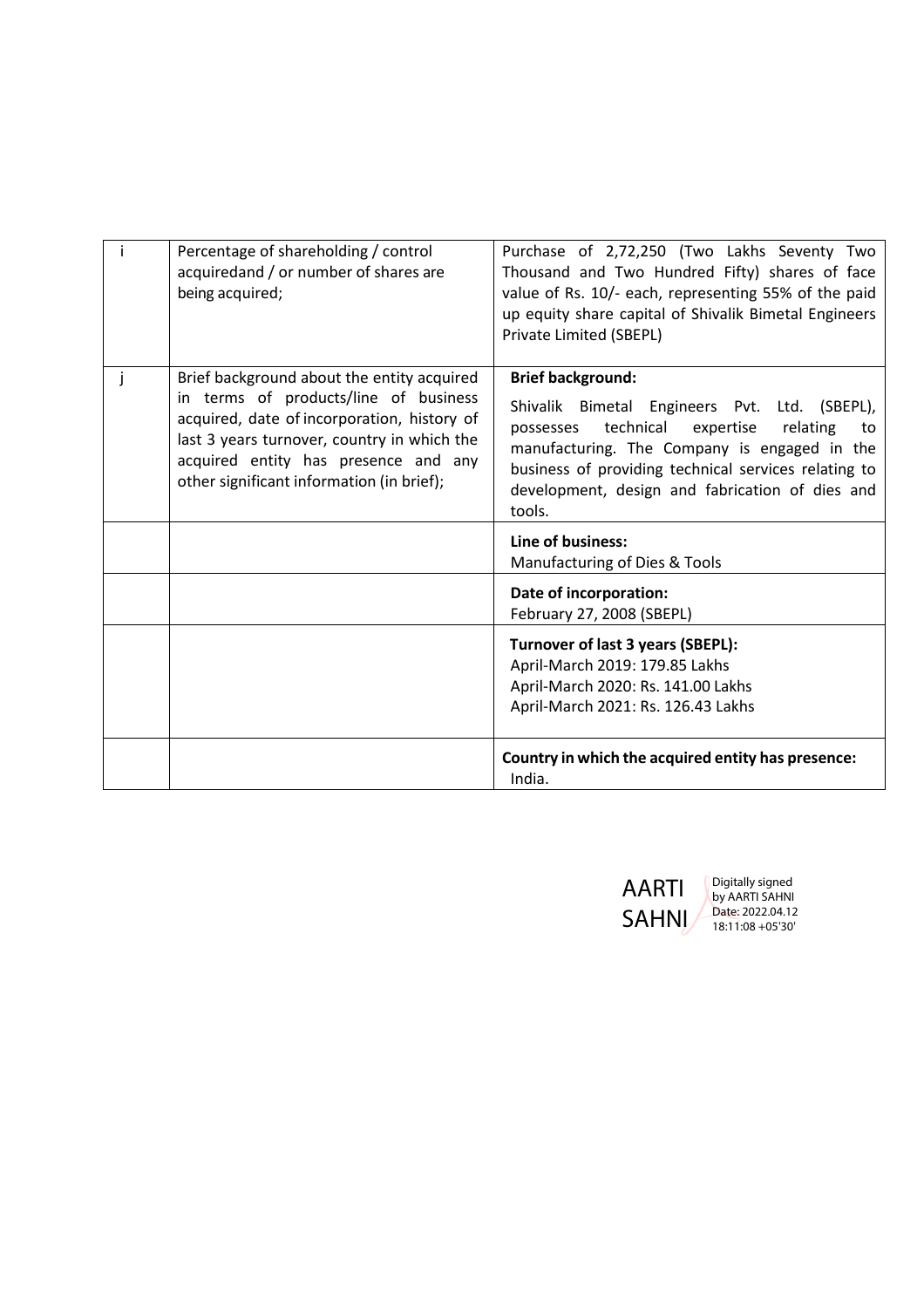| | | |
|---|---|---|
| i | Percentage of shareholding / control acquiredand / or number of shares are being acquired; | Purchase of 2,72,250 (Two Lakhs Seventy Two Thousand and Two Hundred Fifty) shares of face value of Rs. 10/- each, representing 55% of the paid up equity share capital of Shivalik Bimetal Engineers Private Limited (SBEPL) |
| j | Brief background about the entity acquired in terms of products/line of business acquired, date of incorporation, history of last 3 years turnover, country in which the acquired entity has presence and any other significant information (in brief); | **Brief background:** Shivalik Bimetal Engineers Pvt. Ltd. (SBEPL), possesses technical expertise relating to manufacturing. The Company is engaged in the business of providing technical services relating to development, design and fabrication of dies and tools. |
| | | **Line of business:** Manufacturing of Dies & Tools |
| | | **Date of incorporation:** February 27, 2008 (SBEPL) |
| | | **Turnover of last 3 years (SBEPL):** April-March 2019: 179.85 Lakhs April-March 2020: Rs. 141.00 Lakhs April-March 2021: Rs. 126.43 Lakhs |
| | | **Country in which the acquired entity has presence:** India. |

AARTI SAHNI

Digitally signed by AARTI SAHNI
Date: 2022.04.12 18:11:08 +05'30'